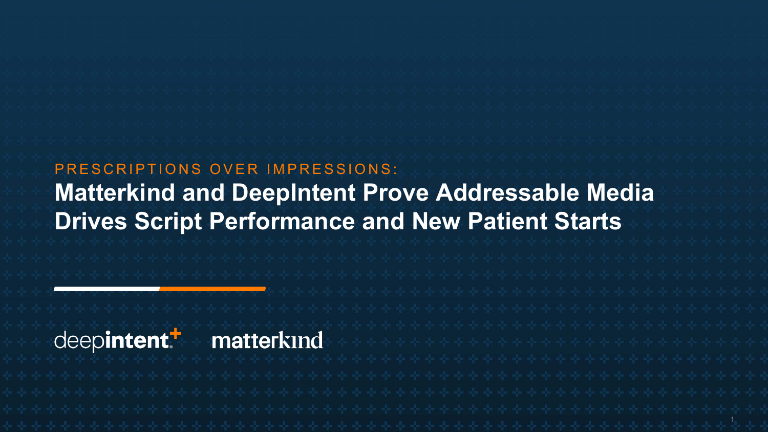PRESCRIPTIONS OVER IMPRESSIONS:

# Matterkind and DeepIntent Prove Addressable Media Drives Script Performance and New Patient Starts

deepintent matterkind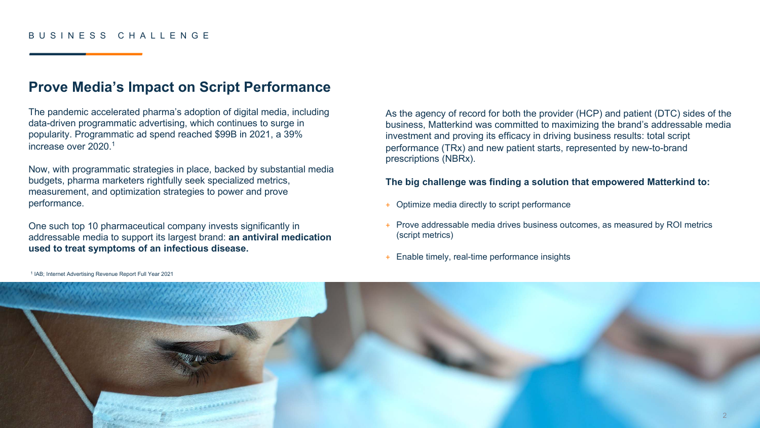BUSINESS CHALLENGE

## Prove Media's Impact on Script Performance

The pandemic accelerated pharma's adoption of digital media, including data-driven programmatic advertising, which continues to surge in popularity. Programmatic ad spend reached $99B in 2021, a 39% increase over 2020.[1]

Now, with programmatic strategies in place, backed by substantial media budgets, pharma marketers rightfully seek specialized metrics, measurement, and optimization strategies to power and prove performance.

One such top 10 pharmaceutical company invests significantly in addressable media to support its largest brand: **an antiviral medication used to treat symptoms of an infectious disease.**

As the agency of record for both the provider (HCP) and patient (DTC) sides of the business, Matterkind was committed to maximizing the brand's addressable media investment and proving its efficacy in driving business results: total script performance (TRx) and new patient starts, represented by new-to-brand prescriptions (NBRx).

**The big challenge was finding a solution that empowered Matterkind to:**

- Optimize media directly to script performance
- Prove addressable media drives business outcomes, as measured by ROI metrics (script metrics)
- Enable timely, real-time performance insights

[1] IAB; Internet Advertising Revenue Report Full Year 2021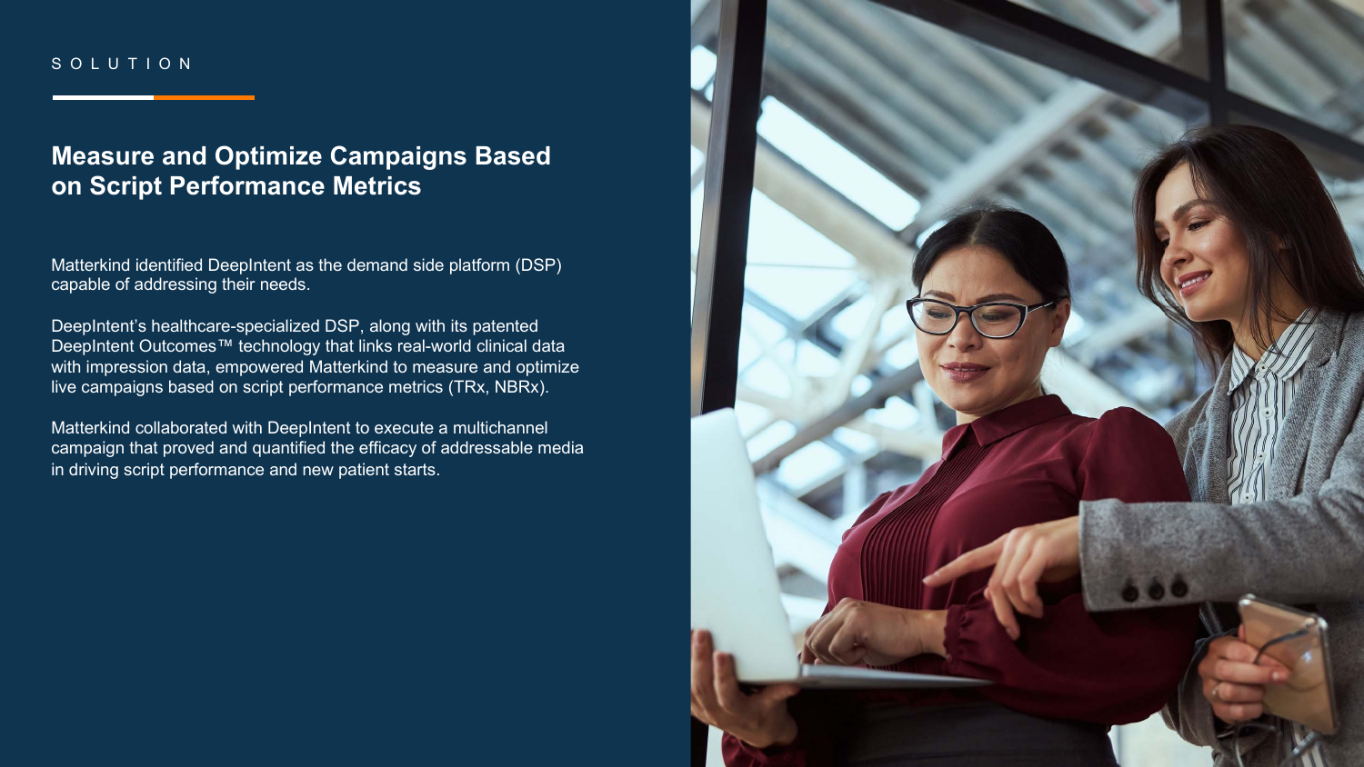SOLUTION

## Measure and Optimize Campaigns Based on Script Performance Metrics

Matterkind identified DeepIntent as the demand side platform (DSP) capable of addressing their needs.

DeepIntent's healthcare-specialized DSP, along with its patented DeepIntent Outcomes™ technology that links real-world clinical data with impression data, empowered Matterkind to measure and optimize live campaigns based on script performance metrics (TRx, NBRx).

Matterkind collaborated with DeepIntent to execute a multichannel campaign that proved and quantified the efficacy of addressable media in driving script performance and new patient starts.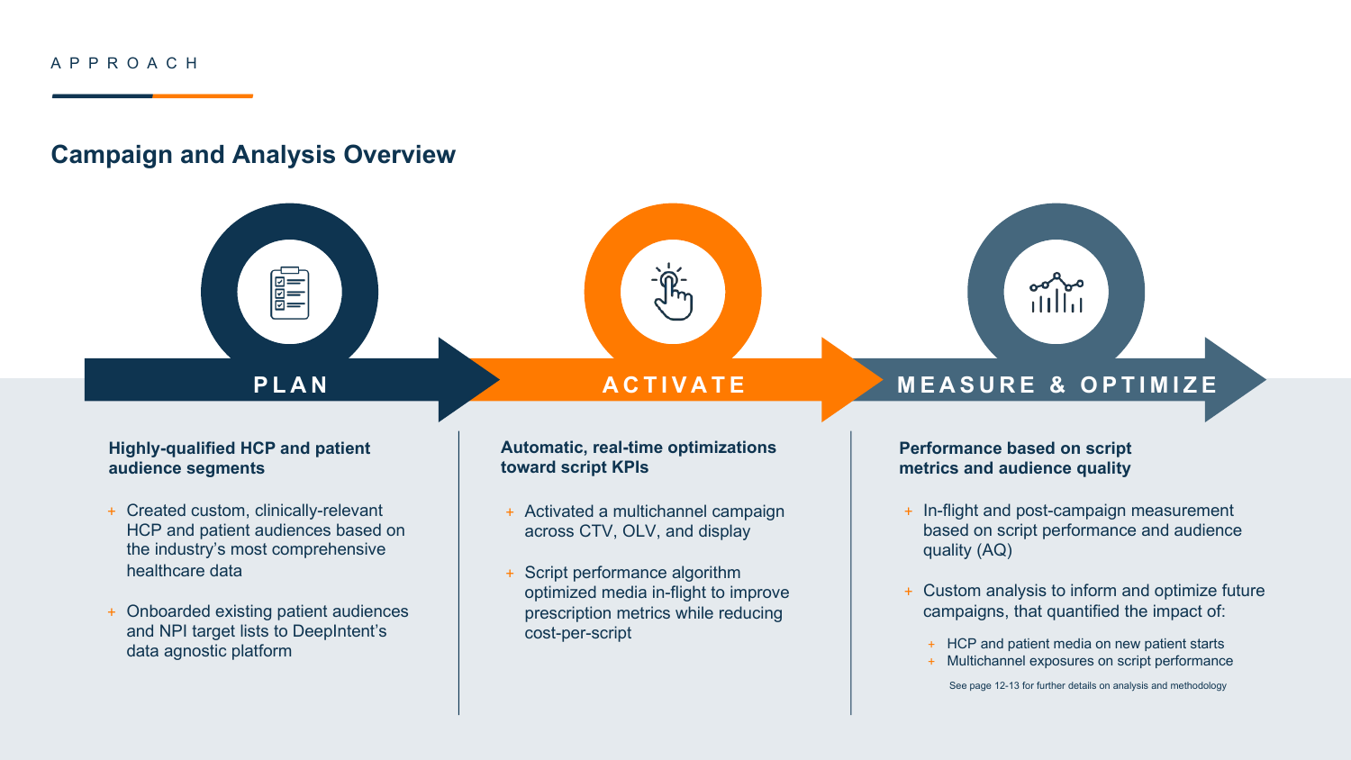APPROACH

## Campaign and Analysis Overview

### PLAN

**Highly-qualified HCP and patient audience segments**

- Created custom, clinically-relevant HCP and patient audiences based on the industry's most comprehensive healthcare data
- Onboarded existing patient audiences and NPI target lists to DeepIntent's data agnostic platform

### ACTIVATE

**Automatic, real-time optimizations toward script KPIs**

- Activated a multichannel campaign across CTV, OLV, and display
- Script performance algorithm optimized media in-flight to improve prescription metrics while reducing cost-per-script

### MEASURE & OPTIMIZE

**Performance based on script metrics and audience quality**

- In-flight and post-campaign measurement based on script performance and audience quality (AQ)
- Custom analysis to inform and optimize future campaigns, that quantified the impact of:
  - HCP and patient media on new patient starts
  - Multichannel exposures on script performance

See page 12-13 for further details on analysis and methodology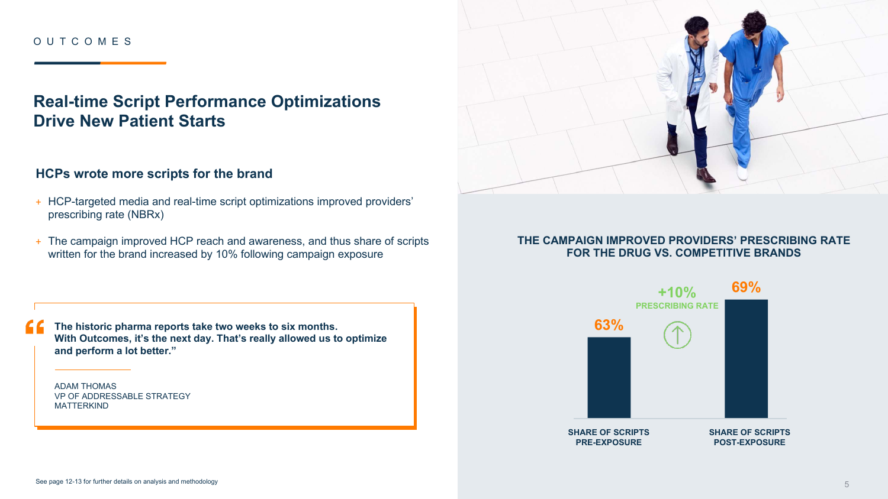OUTCOMES

# Real-time Script Performance Optimizations Drive New Patient Starts

## HCPs wrote more scripts for the brand

+ HCP-targeted media and real-time script optimizations improved providers' prescribing rate (NBRx)
+ The campaign improved HCP reach and awareness, and thus share of scripts written for the brand increased by 10% following campaign exposure

> **"The historic pharma reports take two weeks to six months. With Outcomes, it's the next day. That's really allowed us to optimize and perform a lot better."**
>
> ADAM THOMAS
> VP OF ADDRESSABLE STRATEGY
> MATTERKIND

**THE CAMPAIGN IMPROVED PROVIDERS' PRESCRIBING RATE FOR THE DRUG VS. COMPETITIVE BRANDS**

| SHARE OF SCRIPTS PRE-EXPOSURE | SHARE OF SCRIPTS POST-EXPOSURE |
|---|---|
| 63% | 69% |

+10% PRESCRIBING RATE

See page 12-13 for further details on analysis and methodology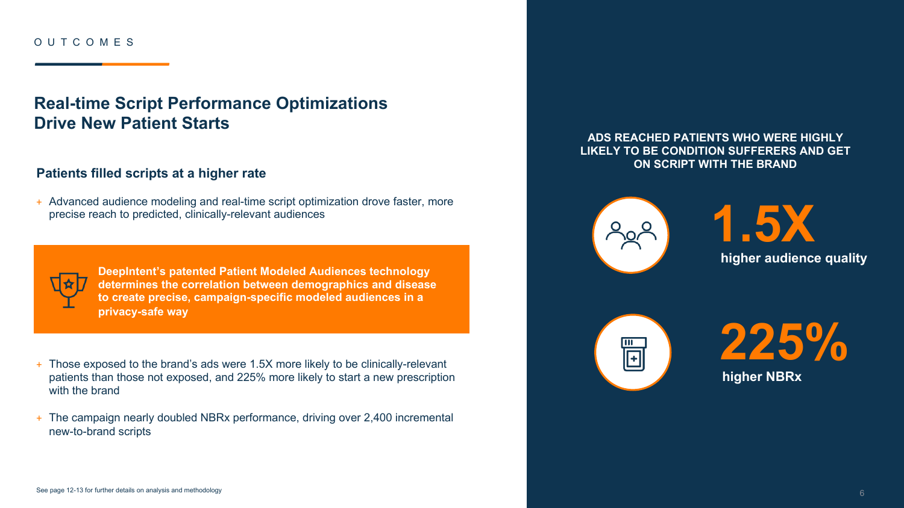OUTCOMES

# Real-time Script Performance Optimizations Drive New Patient Starts

## Patients filled scripts at a higher rate

- Advanced audience modeling and real-time script optimization drove faster, more precise reach to predicted, clinically-relevant audiences

**DeepIntent's patented Patient Modeled Audiences technology determines the correlation between demographics and disease to create precise, campaign-specific modeled audiences in a privacy-safe way**

- Those exposed to the brand's ads were 1.5X more likely to be clinically-relevant patients than those not exposed, and 225% more likely to start a new prescription with the brand
- The campaign nearly doubled NBRx performance, driving over 2,400 incremental new-to-brand scripts

See page 12-13 for further details on analysis and methodology

**ADS REACHED PATIENTS WHO WERE HIGHLY LIKELY TO BE CONDITION SUFFERERS AND GET ON SCRIPT WITH THE BRAND**

**1.5X**
**higher audience quality**

**225%**
**higher NBRx**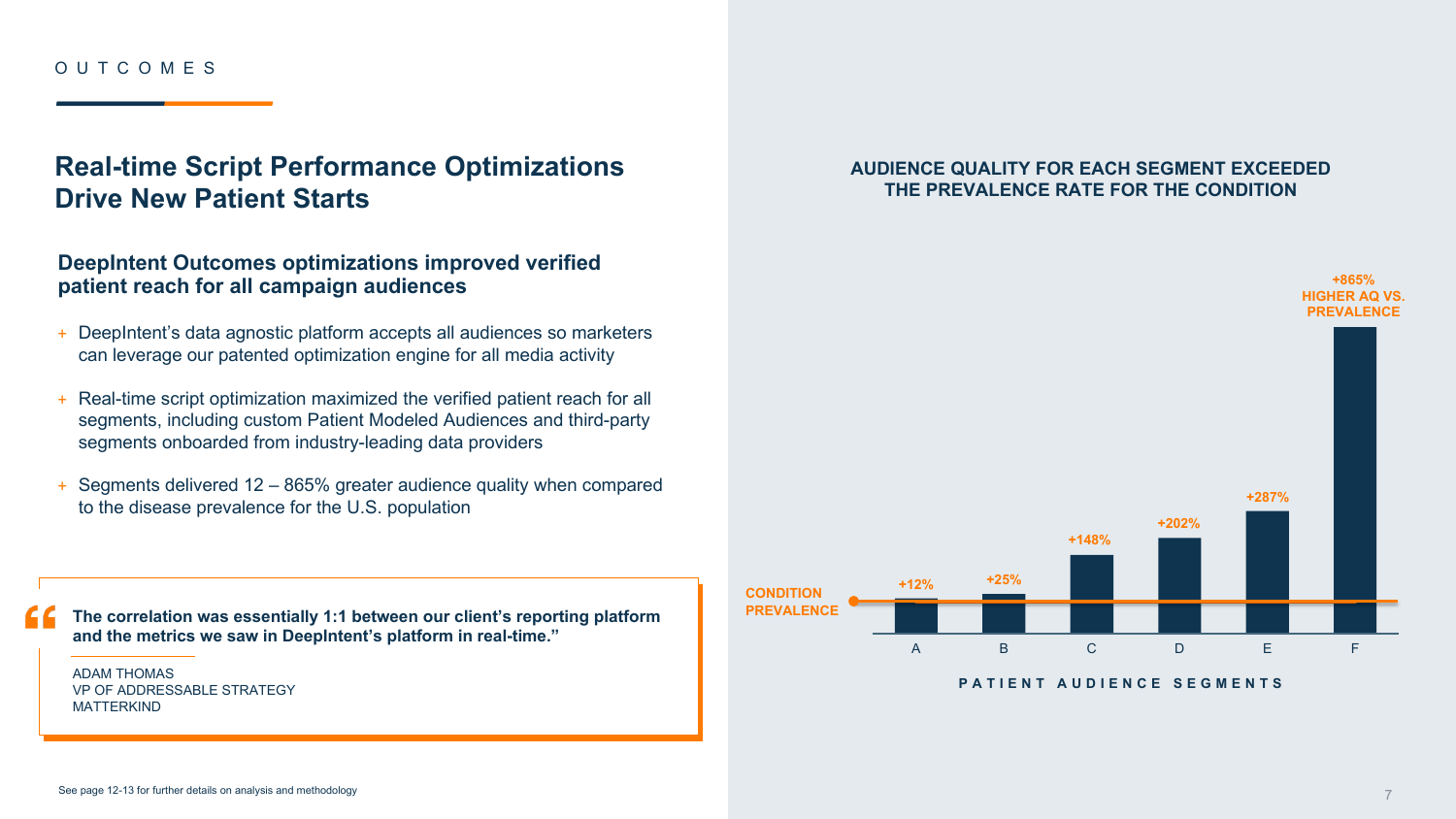OUTCOMES

## Real-time Script Performance Optimizations Drive New Patient Starts

### DeepIntent Outcomes optimizations improved verified patient reach for all campaign audiences

- DeepIntent's data agnostic platform accepts all audiences so marketers can leverage our patented optimization engine for all media activity
- Real-time script optimization maximized the verified patient reach for all segments, including custom Patient Modeled Audiences and third-party segments onboarded from industry-leading data providers
- Segments delivered 12 – 865% greater audience quality when compared to the disease prevalence for the U.S. population

> **"The correlation was essentially 1:1 between our client's reporting platform and the metrics we saw in DeepIntent's platform in real-time."**
>
> ADAM THOMAS
> VP OF ADDRESSABLE STRATEGY
> MATTERKIND

**AUDIENCE QUALITY FOR EACH SEGMENT EXCEEDED THE PREVALENCE RATE FOR THE CONDITION**

| Patient Audience Segment | Audience Quality vs. Condition Prevalence |
| --- | --- |
| A | +12% |
| B | +25% |
| C | +148% |
| D | +202% |
| E | +287% |
| F | +865% HIGHER AQ VS. PREVALENCE |

CONDITION PREVALENCE

PATIENT AUDIENCE SEGMENTS

See page 12-13 for further details on analysis and methodology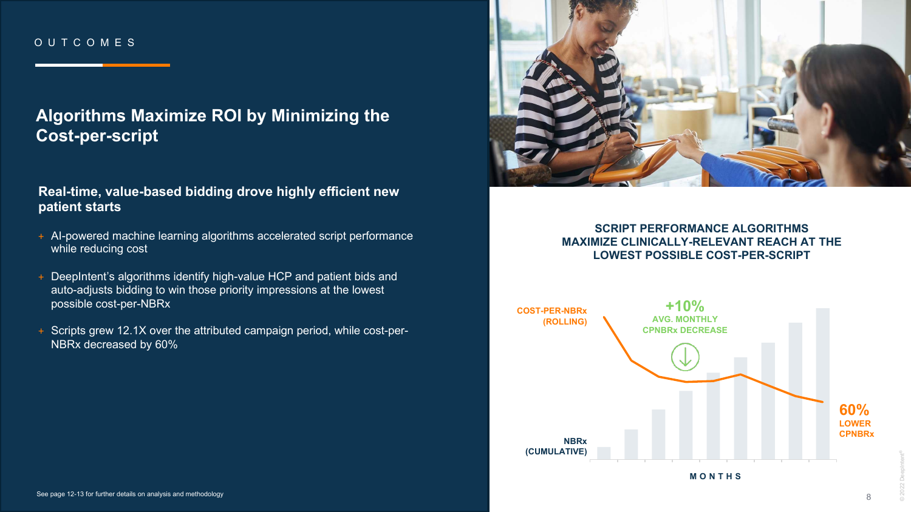OUTCOMES

## Algorithms Maximize ROI by Minimizing the Cost-per-script

### Real-time, value-based bidding drove highly efficient new patient starts

- AI-powered machine learning algorithms accelerated script performance while reducing cost
- DeepIntent's algorithms identify high-value HCP and patient bids and auto-adjusts bidding to win those priority impressions at the lowest possible cost-per-NBRx
- Scripts grew 12.1X over the attributed campaign period, while cost-per-NBRx decreased by 60%

**SCRIPT PERFORMANCE ALGORITHMS MAXIMIZE CLINICALLY-RELEVANT REACH AT THE LOWEST POSSIBLE COST-PER-SCRIPT**

COST-PER-NBRx (ROLLING)

**+10%** AVG. MONTHLY CPNBRx DECREASE

**60%** LOWER CPNBRx

NBRx (CUMULATIVE)

MONTHS

See page 12-13 for further details on analysis and methodology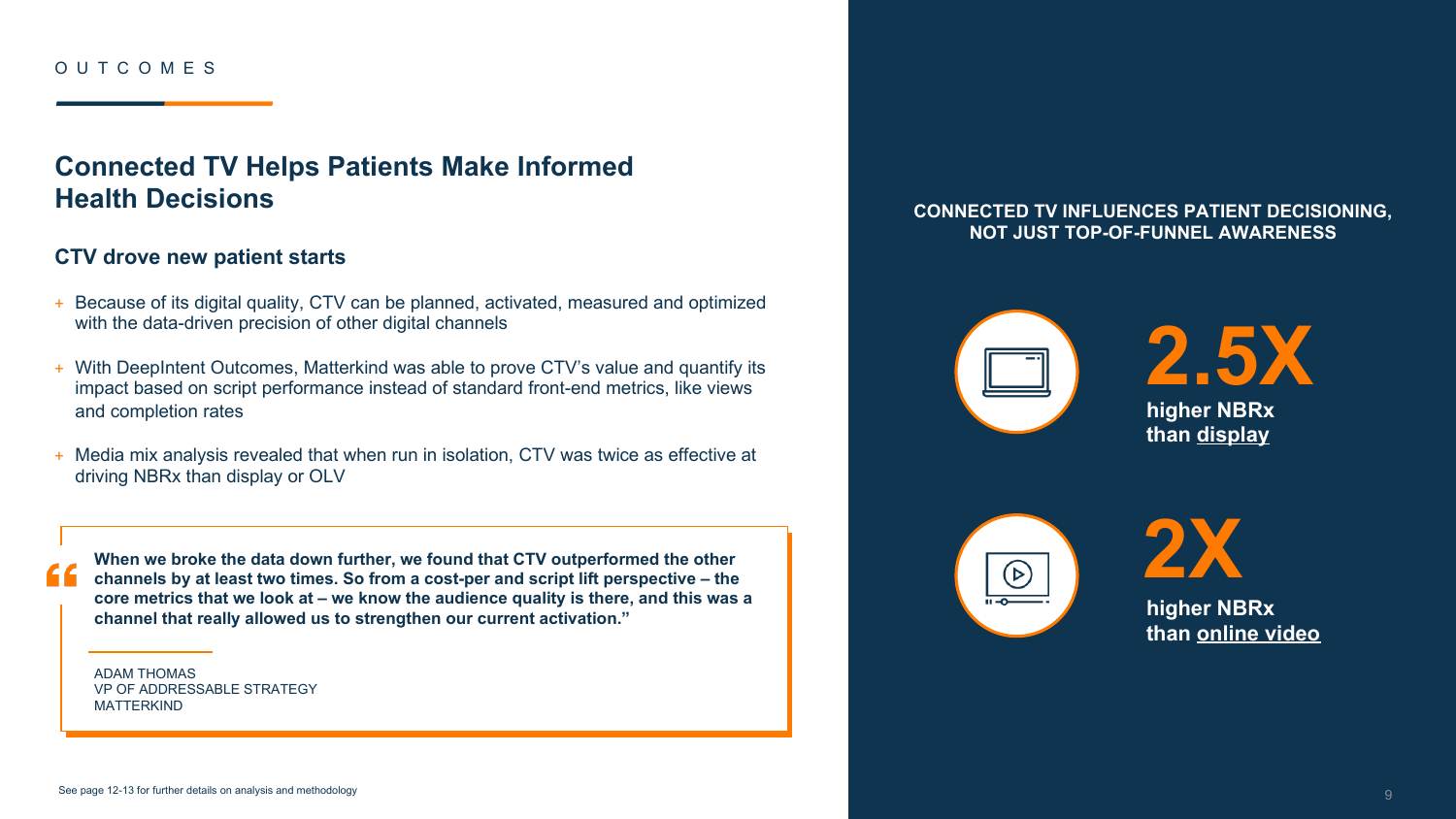OUTCOMES

## Connected TV Helps Patients Make Informed Health Decisions

### CTV drove new patient starts

- Because of its digital quality, CTV can be planned, activated, measured and optimized with the data-driven precision of other digital channels
- With DeepIntent Outcomes, Matterkind was able to prove CTV's value and quantify its impact based on script performance instead of standard front-end metrics, like views and completion rates
- Media mix analysis revealed that when run in isolation, CTV was twice as effective at driving NBRx than display or OLV

> **"When we broke the data down further, we found that CTV outperformed the other channels by at least two times. So from a cost-per and script lift perspective – the core metrics that we look at – we know the audience quality is there, and this was a channel that really allowed us to strengthen our current activation."**
>
> ADAM THOMAS
> VP OF ADDRESSABLE STRATEGY
> MATTERKIND

See page 12-13 for further details on analysis and methodology

**CONNECTED TV INFLUENCES PATIENT DECISIONING, NOT JUST TOP-OF-FUNNEL AWARENESS**

**2.5X**
**higher NBRx than display**

**2X**
**higher NBRx than online video**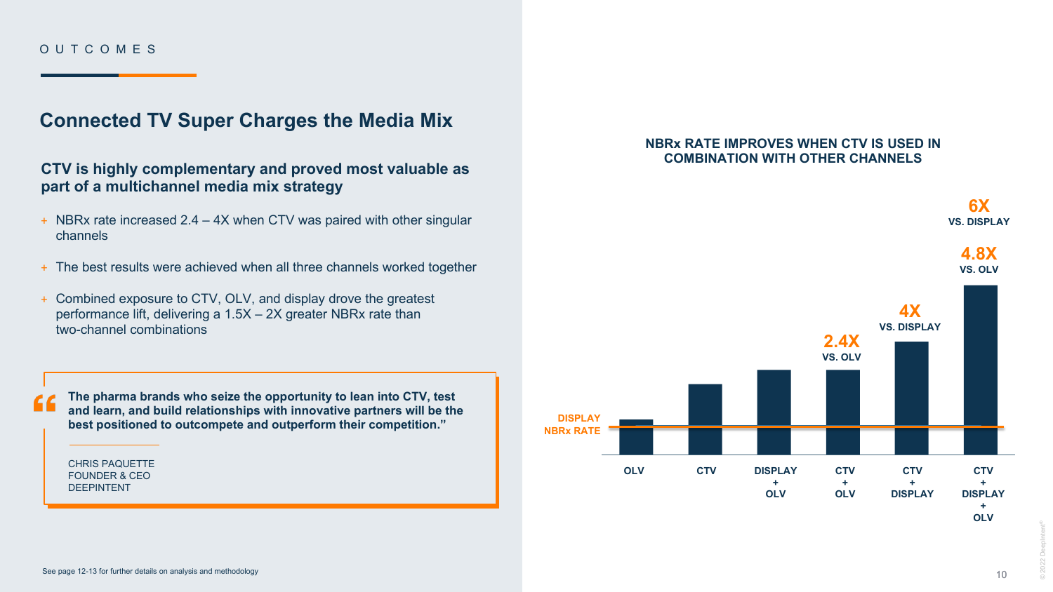OUTCOMES

## Connected TV Super Charges the Media Mix

### CTV is highly complementary and proved most valuable as part of a multichannel media mix strategy

- NBRx rate increased 2.4 – 4X when CTV was paired with other singular channels
- The best results were achieved when all three channels worked together
- Combined exposure to CTV, OLV, and display drove the greatest performance lift, delivering a 1.5X – 2X greater NBRx rate than two-channel combinations

> **The pharma brands who seize the opportunity to lean into CTV, test and learn, and build relationships with innovative partners will be the best positioned to outcompete and outperform their competition."**
>
> CHRIS PAQUETTE
> FOUNDER & CEO
> DEEPINTENT

**NBRx RATE IMPROVES WHEN CTV IS USED IN COMBINATION WITH OTHER CHANNELS**

DISPLAY NBRx RATE

| Channel | Label |
|---|---|
| OLV | |
| CTV | |
| DISPLAY + OLV | |
| CTV + OLV | 2.4X VS. OLV |
| CTV + DISPLAY | 4X VS. DISPLAY |
| CTV + DISPLAY + OLV | 4.8X VS. OLV; 6X VS. DISPLAY |

See page 12-13 for further details on analysis and methodology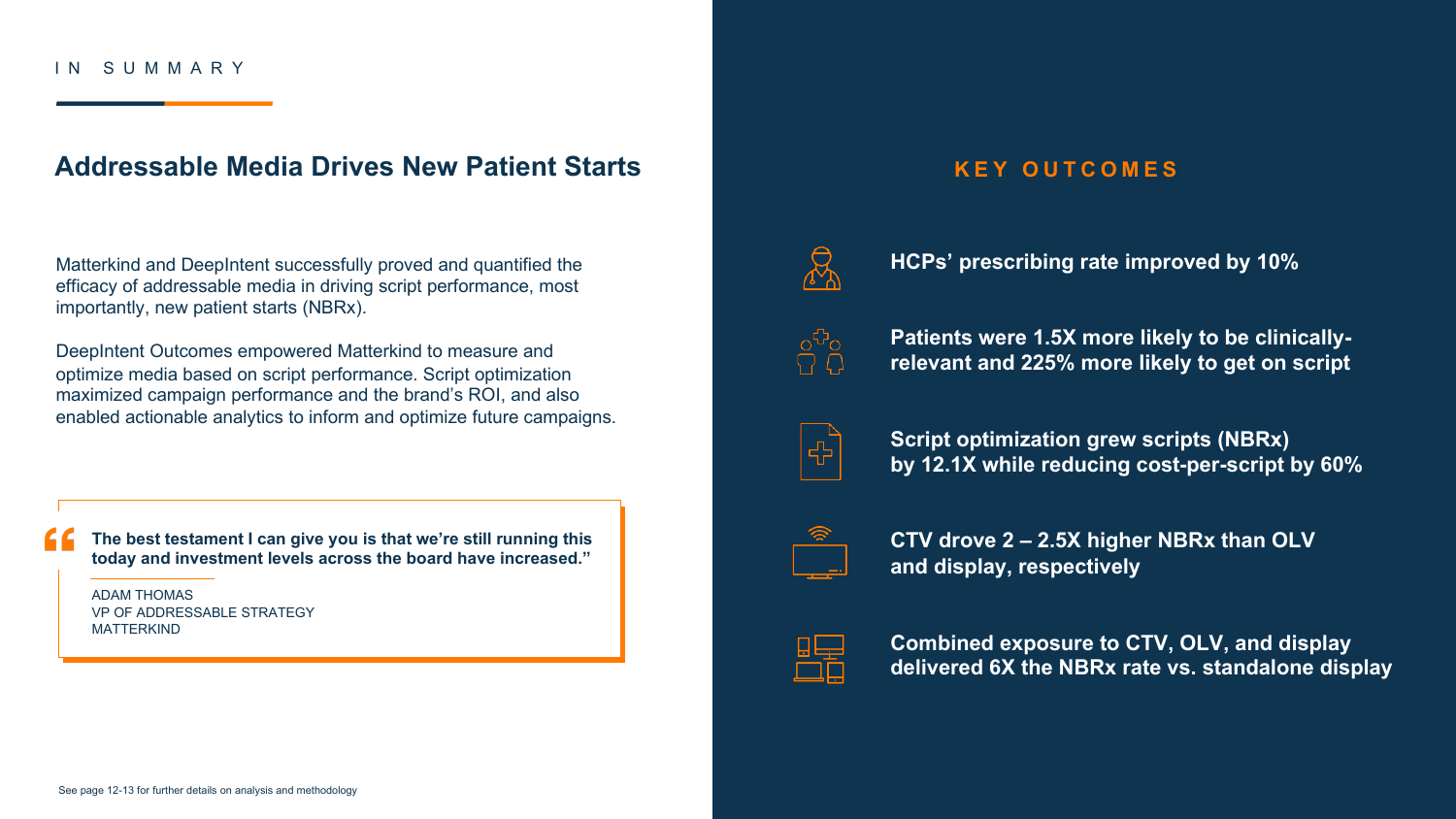IN SUMMARY

## Addressable Media Drives New Patient Starts

Matterkind and DeepIntent successfully proved and quantified the efficacy of addressable media in driving script performance, most importantly, new patient starts (NBRx).

DeepIntent Outcomes empowered Matterkind to measure and optimize media based on script performance. Script optimization maximized campaign performance and the brand's ROI, and also enabled actionable analytics to inform and optimize future campaigns.

> **"The best testament I can give you is that we're still running this today and investment levels across the board have increased."**
>
> ADAM THOMAS
> VP OF ADDRESSABLE STRATEGY
> MATTERKIND

## KEY OUTCOMES

- **HCPs' prescribing rate improved by 10%**
- **Patients were 1.5X more likely to be clinically-relevant and 225% more likely to get on script**
- **Script optimization grew scripts (NBRx) by 12.1X while reducing cost-per-script by 60%**
- **CTV drove 2 – 2.5X higher NBRx than OLV and display, respectively**
- **Combined exposure to CTV, OLV, and display delivered 6X the NBRx rate vs. standalone display**

See page 12-13 for further details on analysis and methodology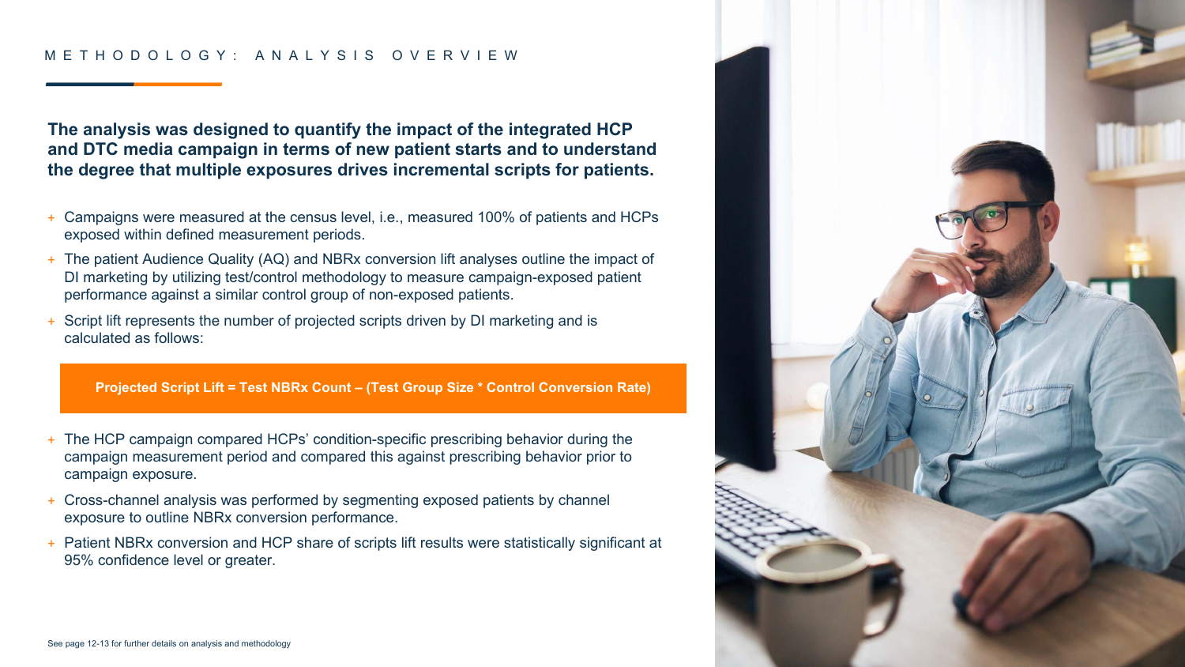# METHODOLOGY: ANALYSIS OVERVIEW

**The analysis was designed to quantify the impact of the integrated HCP and DTC media campaign in terms of new patient starts and to understand the degree that multiple exposures drives incremental scripts for patients.**

- Campaigns were measured at the census level, i.e., measured 100% of patients and HCPs exposed within defined measurement periods.
- The patient Audience Quality (AQ) and NBRx conversion lift analyses outline the impact of DI marketing by utilizing test/control methodology to measure campaign-exposed patient performance against a similar control group of non-exposed patients.
- Script lift represents the number of projected scripts driven by DI marketing and is calculated as follows:

**Projected Script Lift = Test NBRx Count – (Test Group Size * Control Conversion Rate)**

- The HCP campaign compared HCPs' condition-specific prescribing behavior during the campaign measurement period and compared this against prescribing behavior prior to campaign exposure.
- Cross-channel analysis was performed by segmenting exposed patients by channel exposure to outline NBRx conversion performance.
- Patient NBRx conversion and HCP share of scripts lift results were statistically significant at 95% confidence level or greater.

See page 12-13 for further details on analysis and methodology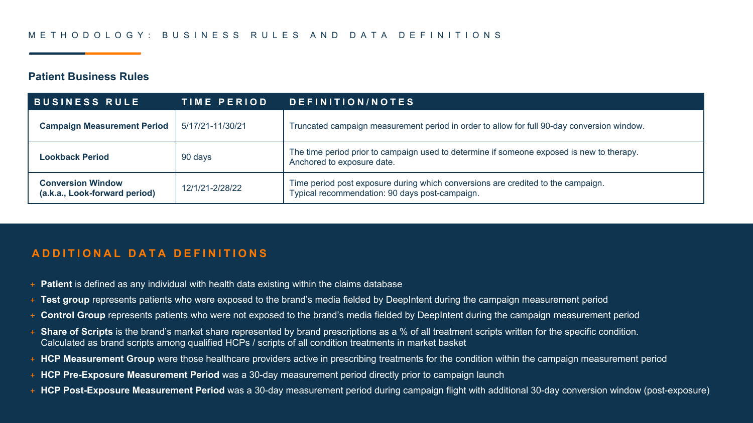# METHODOLOGY: BUSINESS RULES AND DATA DEFINITIONS

## Patient Business Rules

| BUSINESS RULE | TIME PERIOD | DEFINITION/NOTES |
|---|---|---|
| **Campaign Measurement Period** | 5/17/21-11/30/21 | Truncated campaign measurement period in order to allow for full 90-day conversion window. |
| **Lookback Period** | 90 days | The time period prior to campaign used to determine if someone exposed is new to therapy. Anchored to exposure date. |
| **Conversion Window (a.k.a., Look-forward period)** | 12/1/21-2/28/22 | Time period post exposure during which conversions are credited to the campaign. Typical recommendation: 90 days post-campaign. |

## ADDITIONAL DATA DEFINITIONS

- **Patient** is defined as any individual with health data existing within the claims database
- **Test group** represents patients who were exposed to the brand's media fielded by DeepIntent during the campaign measurement period
- **Control Group** represents patients who were not exposed to the brand's media fielded by DeepIntent during the campaign measurement period
- **Share of Scripts** is the brand's market share represented by brand prescriptions as a % of all treatment scripts written for the specific condition. Calculated as brand scripts among qualified HCPs / scripts of all condition treatments in market basket
- **HCP Measurement Group** were those healthcare providers active in prescribing treatments for the condition within the campaign measurement period
- **HCP Pre-Exposure Measurement Period** was a 30-day measurement period directly prior to campaign launch
- **HCP Post-Exposure Measurement Period** was a 30-day measurement period during campaign flight with additional 30-day conversion window (post-exposure)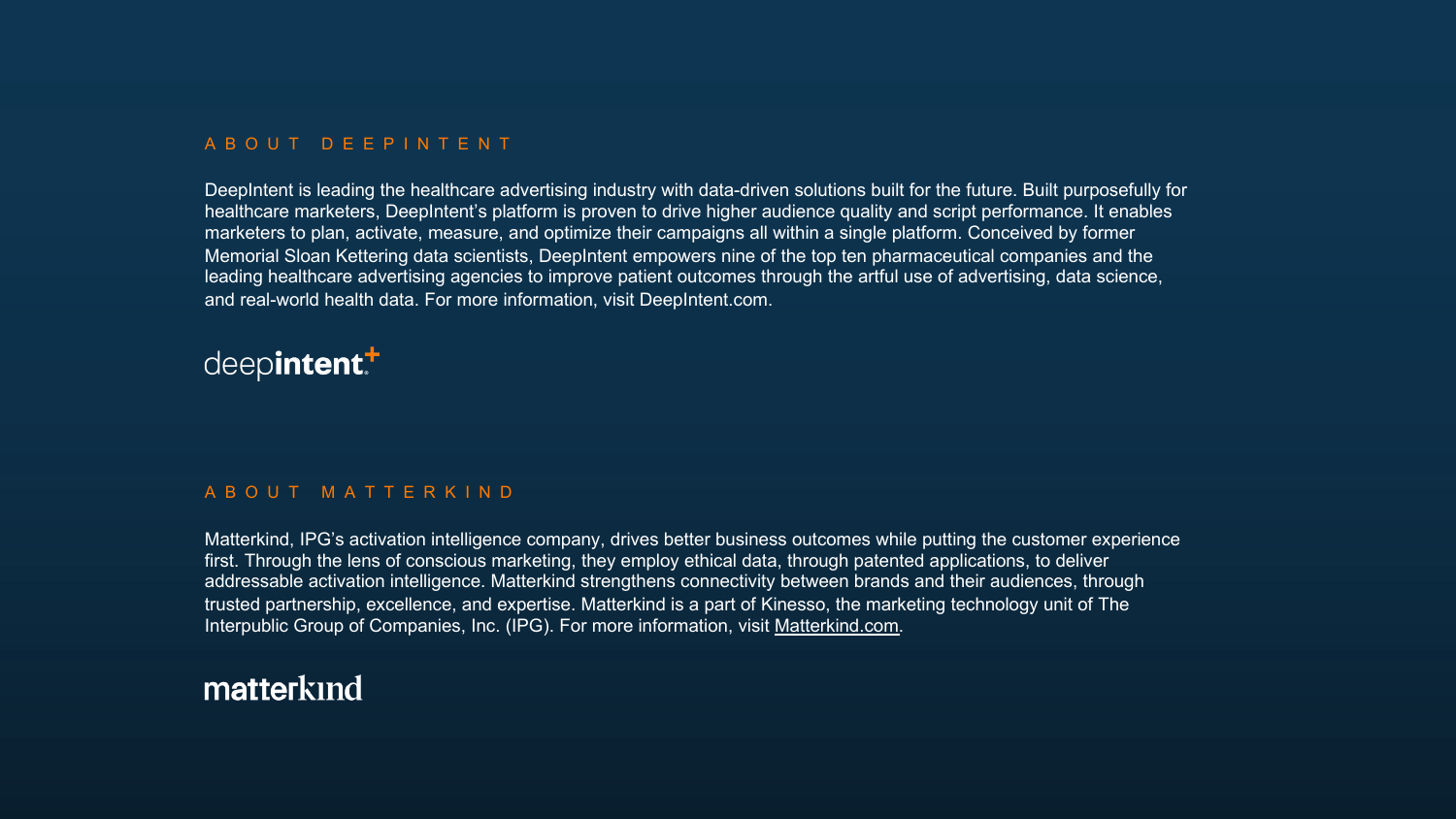## ABOUT DEEPINTENT

DeepIntent is leading the healthcare advertising industry with data-driven solutions built for the future. Built purposefully for healthcare marketers, DeepIntent's platform is proven to drive higher audience quality and script performance. It enables marketers to plan, activate, measure, and optimize their campaigns all within a single platform. Conceived by former Memorial Sloan Kettering data scientists, DeepIntent empowers nine of the top ten pharmaceutical companies and the leading healthcare advertising agencies to improve patient outcomes through the artful use of advertising, data science, and real-world health data. For more information, visit DeepIntent.com.

deepintent+

## ABOUT MATTERKIND

Matterkind, IPG's activation intelligence company, drives better business outcomes while putting the customer experience first. Through the lens of conscious marketing, they employ ethical data, through patented applications, to deliver addressable activation intelligence. Matterkind strengthens connectivity between brands and their audiences, through trusted partnership, excellence, and expertise. Matterkind is a part of Kinesso, the marketing technology unit of The Interpublic Group of Companies, Inc. (IPG). For more information, visit Matterkind.com.

matterkind